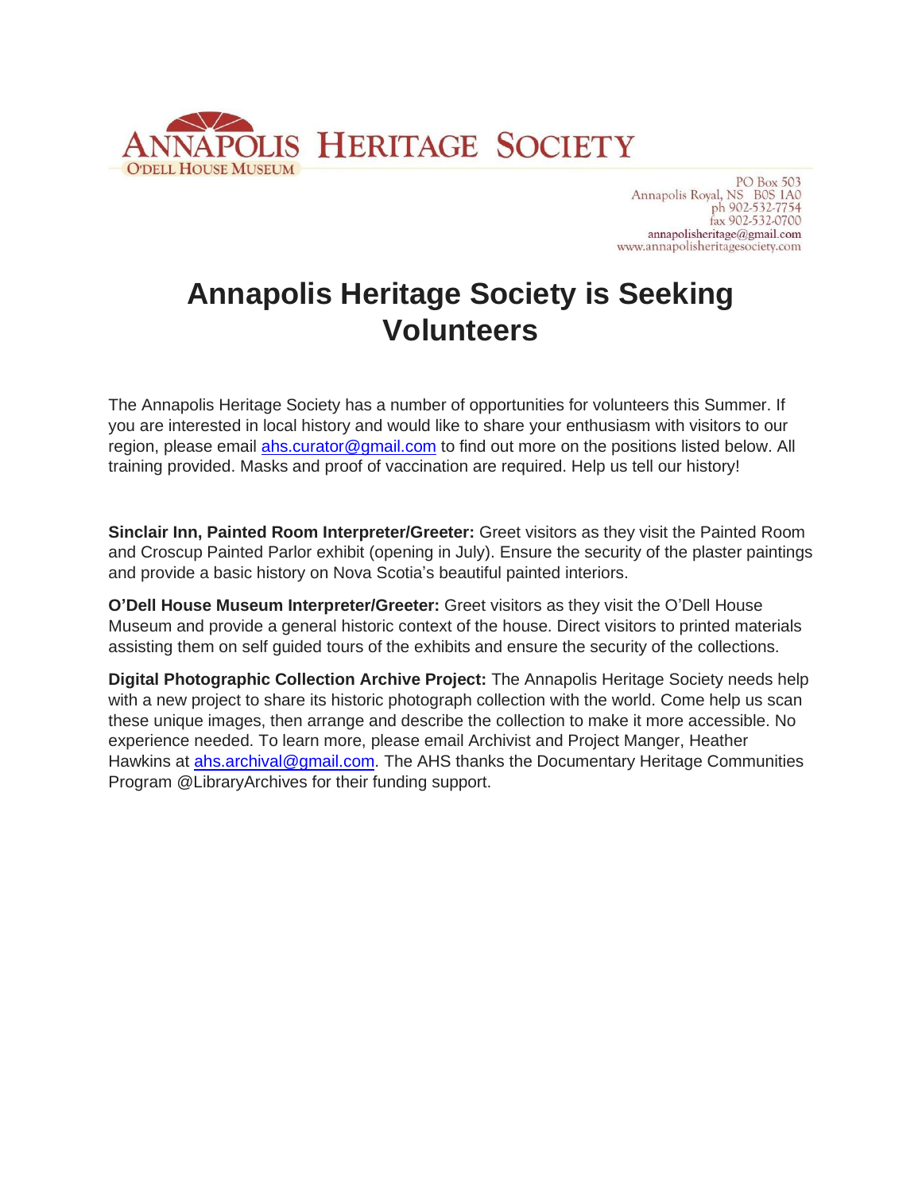ANNAPOLIS HERITAGE SOCIETY
O'DELL HOUSE MUSEUM

PO Box 503
Annapolis Royal, NS B0S 1A0
ph 902-532-7754
fax 902-532-0700
annapolisheritage@gmail.com
www.annapolisheritagesociety.com

# Annapolis Heritage Society is Seeking Volunteers

The Annapolis Heritage Society has a number of opportunities for volunteers this Summer. If you are interested in local history and would like to share your enthusiasm with visitors to our region, please email ahs.curator@gmail.com to find out more on the positions listed below. All training provided. Masks and proof of vaccination are required. Help us tell our history!

**Sinclair Inn, Painted Room Interpreter/Greeter:** Greet visitors as they visit the Painted Room and Croscup Painted Parlor exhibit (opening in July). Ensure the security of the plaster paintings and provide a basic history on Nova Scotia's beautiful painted interiors.

**O'Dell House Museum Interpreter/Greeter:** Greet visitors as they visit the O'Dell House Museum and provide a general historic context of the house. Direct visitors to printed materials assisting them on self guided tours of the exhibits and ensure the security of the collections.

**Digital Photographic Collection Archive Project:** The Annapolis Heritage Society needs help with a new project to share its historic photograph collection with the world. Come help us scan these unique images, then arrange and describe the collection to make it more accessible. No experience needed. To learn more, please email Archivist and Project Manger, Heather Hawkins at ahs.archival@gmail.com. The AHS thanks the Documentary Heritage Communities Program @LibraryArchives for their funding support.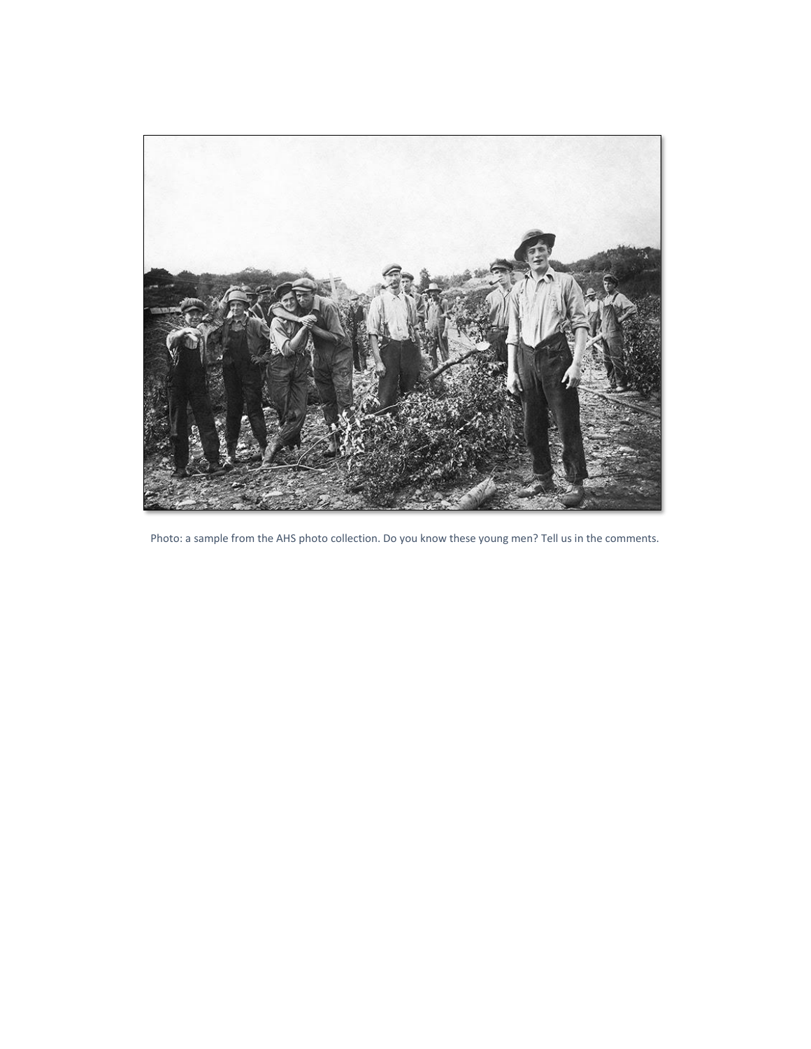Photo: a sample from the AHS photo collection. Do you know these young men? Tell us in the comments.